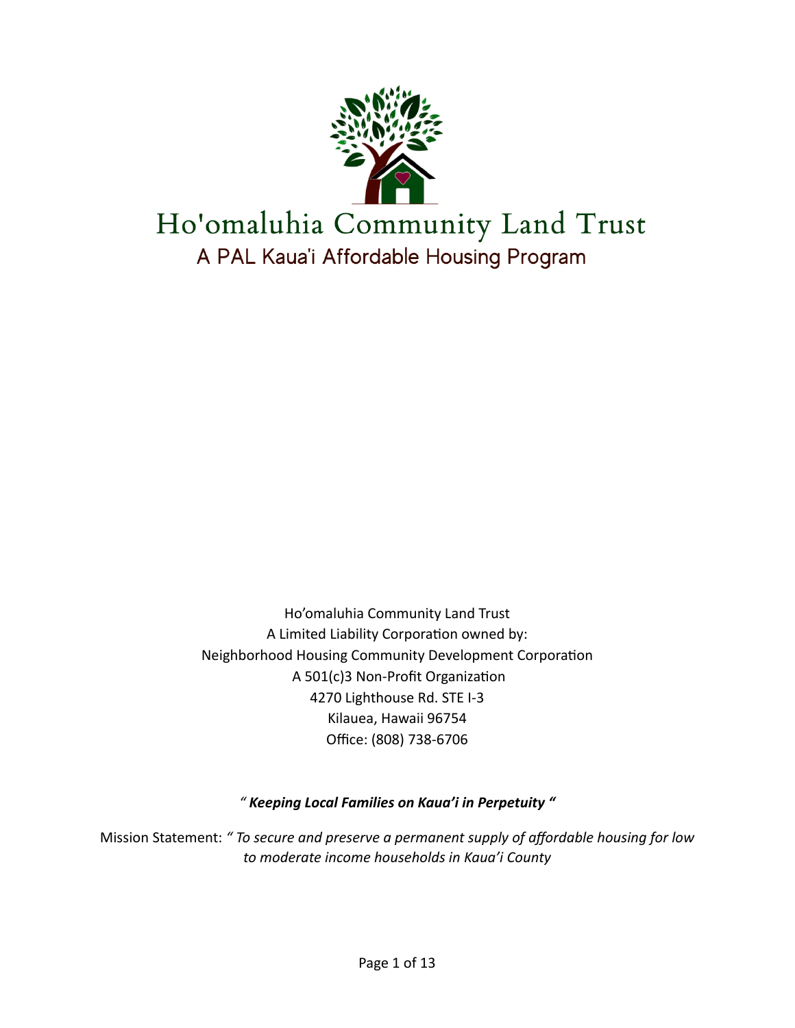# Ho'omaluhia Community Land Trust

## A PAL Kaua'i Affordable Housing Program

Ho'omaluhia Community Land Trust
A Limited Liability Corporation owned by:
Neighborhood Housing Community Development Corporation
A 501(c)3 Non-Profit Organization
4270 Lighthouse Rd. STE I-3
Kilauea, Hawaii 96754
Office: (808) 738-6706

*" **Keeping Local Families on Kaua'i in Perpetuity** "*

Mission Statement: *" To secure and preserve a permanent supply of affordable housing for low to moderate income households in Kaua'i County*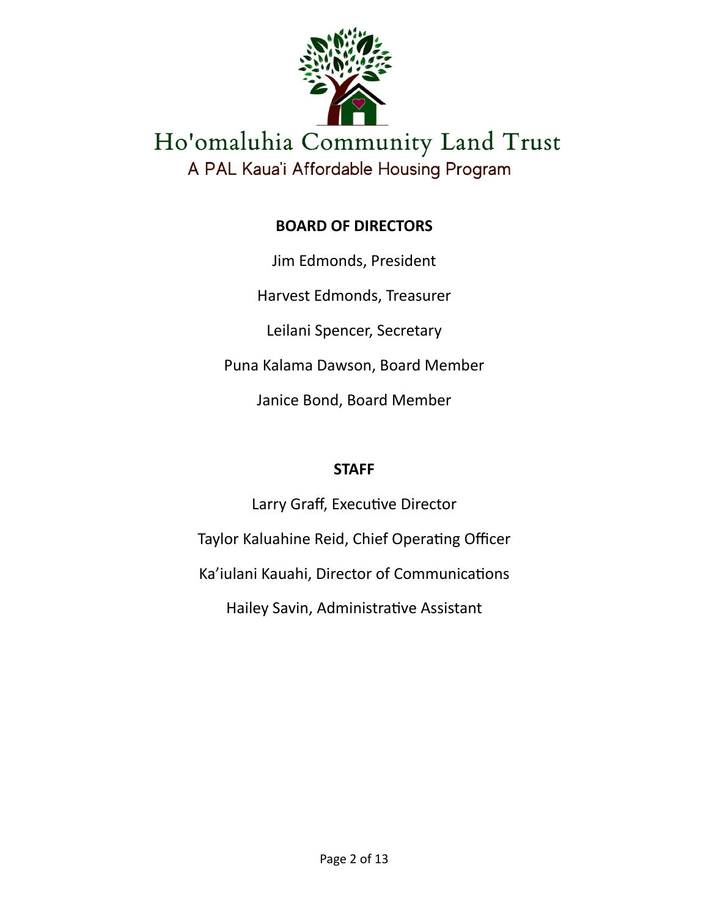# Ho'omaluhia Community Land Trust

A PAL Kaua'i Affordable Housing Program

## BOARD OF DIRECTORS

Jim Edmonds, President

Harvest Edmonds, Treasurer

Leilani Spencer, Secretary

Puna Kalama Dawson, Board Member

Janice Bond, Board Member

## STAFF

Larry Graff, Executive Director

Taylor Kaluahine Reid, Chief Operating Officer

Ka'iulani Kauahi, Director of Communications

Hailey Savin, Administrative Assistant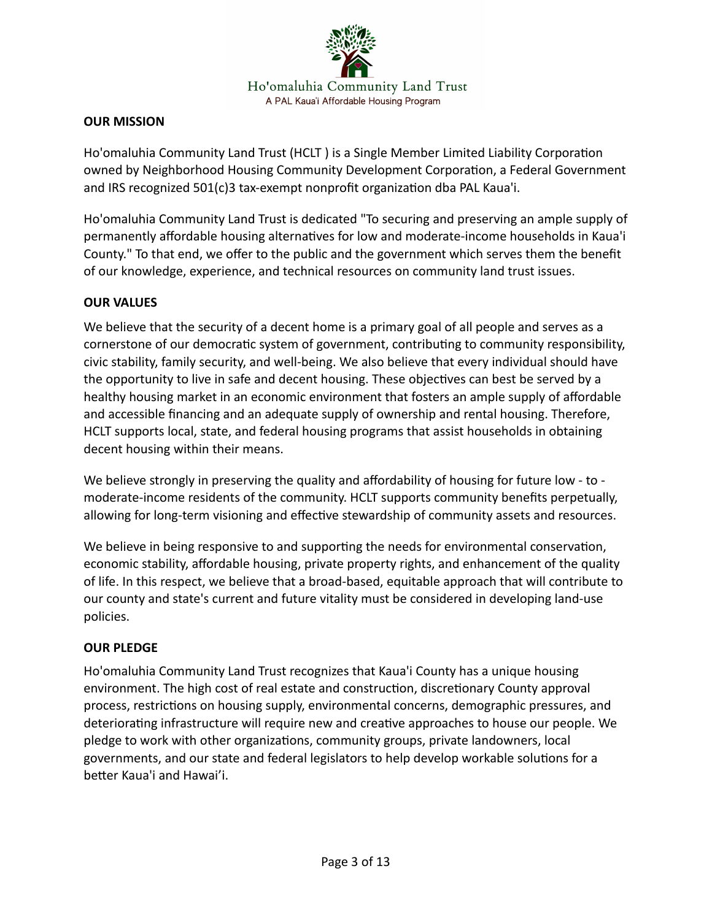Ho'omaluhia Community Land Trust

A PAL Kaua'i Affordable Housing Program

## OUR MISSION

Ho'omaluhia Community Land Trust (HCLT ) is a Single Member Limited Liability Corporation owned by Neighborhood Housing Community Development Corporation, a Federal Government and IRS recognized 501(c)3 tax-exempt nonprofit organization dba PAL Kaua'i.

Ho'omaluhia Community Land Trust is dedicated "To securing and preserving an ample supply of permanently affordable housing alternatives for low and moderate-income households in Kaua'i County." To that end, we offer to the public and the government which serves them the benefit of our knowledge, experience, and technical resources on community land trust issues.

## OUR VALUES

We believe that the security of a decent home is a primary goal of all people and serves as a cornerstone of our democratic system of government, contributing to community responsibility, civic stability, family security, and well-being. We also believe that every individual should have the opportunity to live in safe and decent housing. These objectives can best be served by a healthy housing market in an economic environment that fosters an ample supply of affordable and accessible financing and an adequate supply of ownership and rental housing. Therefore, HCLT supports local, state, and federal housing programs that assist households in obtaining decent housing within their means.

We believe strongly in preserving the quality and affordability of housing for future low - to - moderate-income residents of the community. HCLT supports community benefits perpetually, allowing for long-term visioning and effective stewardship of community assets and resources.

We believe in being responsive to and supporting the needs for environmental conservation, economic stability, affordable housing, private property rights, and enhancement of the quality of life. In this respect, we believe that a broad-based, equitable approach that will contribute to our county and state's current and future vitality must be considered in developing land-use policies.

## OUR PLEDGE

Ho'omaluhia Community Land Trust recognizes that Kaua'i County has a unique housing environment. The high cost of real estate and construction, discretionary County approval process, restrictions on housing supply, environmental concerns, demographic pressures, and deteriorating infrastructure will require new and creative approaches to house our people. We pledge to work with other organizations, community groups, private landowners, local governments, and our state and federal legislators to help develop workable solutions for a better Kaua'i and Hawai'i.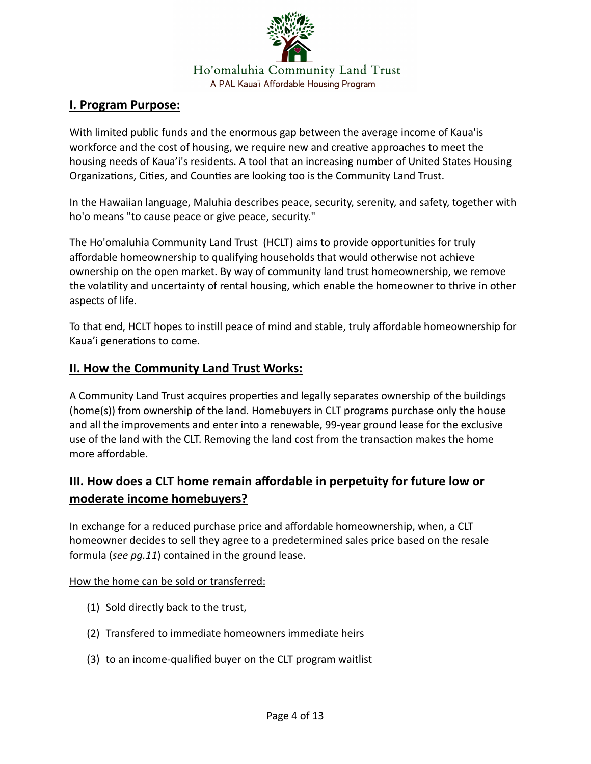Ho'omaluhia Community Land Trust

A PAL Kaua'i Affordable Housing Program

## I. Program Purpose:

With limited public funds and the enormous gap between the average income of Kaua'is workforce and the cost of housing, we require new and creative approaches to meet the housing needs of Kaua'i's residents. A tool that an increasing number of United States Housing Organizations, Cities, and Counties are looking too is the Community Land Trust.

In the Hawaiian language, Maluhia describes peace, security, serenity, and safety, together with ho'o means "to cause peace or give peace, security."

The Ho'omaluhia Community Land Trust (HCLT) aims to provide opportunities for truly affordable homeownership to qualifying households that would otherwise not achieve ownership on the open market. By way of community land trust homeownership, we remove the volatility and uncertainty of rental housing, which enable the homeowner to thrive in other aspects of life.

To that end, HCLT hopes to instill peace of mind and stable, truly affordable homeownership for Kaua'i generations to come.

## II. How the Community Land Trust Works:

A Community Land Trust acquires properties and legally separates ownership of the buildings (home(s)) from ownership of the land. Homebuyers in CLT programs purchase only the house and all the improvements and enter into a renewable, 99-year ground lease for the exclusive use of the land with the CLT. Removing the land cost from the transaction makes the home more affordable.

## III. How does a CLT home remain affordable in perpetuity for future low or moderate income homebuyers?

In exchange for a reduced purchase price and affordable homeownership, when, a CLT homeowner decides to sell they agree to a predetermined sales price based on the resale formula (*see pg.11*) contained in the ground lease.

How the home can be sold or transferred:

(1) Sold directly back to the trust,

(2) Transfered to immediate homeowners immediate heirs

(3) to an income-qualified buyer on the CLT program waitlist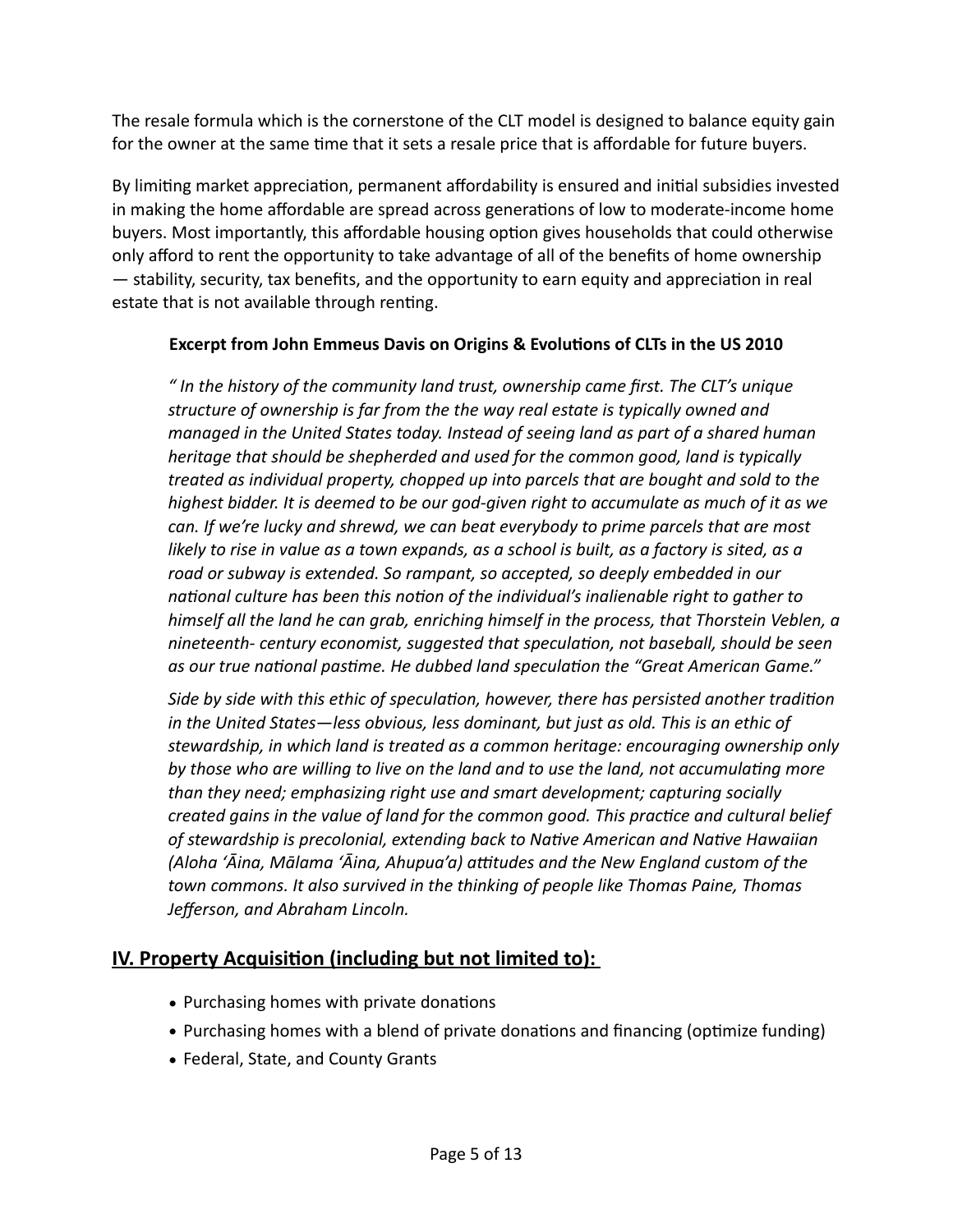The resale formula which is the cornerstone of the CLT model is designed to balance equity gain for the owner at the same time that it sets a resale price that is affordable for future buyers.

By limiting market appreciation, permanent affordability is ensured and initial subsidies invested in making the home affordable are spread across generations of low to moderate-income home buyers. Most importantly, this affordable housing option gives households that could otherwise only afford to rent the opportunity to take advantage of all of the benefits of home ownership — stability, security, tax benefits, and the opportunity to earn equity and appreciation in real estate that is not available through renting.

> **Excerpt from John Emmeus Davis on Origins & Evolutions of CLTs in the US 2010**
>
> *" In the history of the community land trust, ownership came first. The CLT's unique structure of ownership is far from the the way real estate is typically owned and managed in the United States today. Instead of seeing land as part of a shared human heritage that should be shepherded and used for the common good, land is typically treated as individual property, chopped up into parcels that are bought and sold to the highest bidder. It is deemed to be our god-given right to accumulate as much of it as we can. If we're lucky and shrewd, we can beat everybody to prime parcels that are most likely to rise in value as a town expands, as a school is built, as a factory is sited, as a road or subway is extended. So rampant, so accepted, so deeply embedded in our national culture has been this notion of the individual's inalienable right to gather to himself all the land he can grab, enriching himself in the process, that Thorstein Veblen, a nineteenth- century economist, suggested that speculation, not baseball, should be seen as our true national pastime. He dubbed land speculation the "Great American Game."*
>
> *Side by side with this ethic of speculation, however, there has persisted another tradition in the United States—less obvious, less dominant, but just as old. This is an ethic of stewardship, in which land is treated as a common heritage: encouraging ownership only by those who are willing to live on the land and to use the land, not accumulating more than they need; emphasizing right use and smart development; capturing socially created gains in the value of land for the common good. This practice and cultural belief of stewardship is precolonial, extending back to Native American and Native Hawaiian (Aloha ʻĀina, Mālama ʻĀina, Ahupuaʻa) attitudes and the New England custom of the town commons. It also survived in the thinking of people like Thomas Paine, Thomas Jefferson, and Abraham Lincoln.*

## IV. Property Acquisition (including but not limited to):

- Purchasing homes with private donations
- Purchasing homes with a blend of private donations and financing (optimize funding)
- Federal, State, and County Grants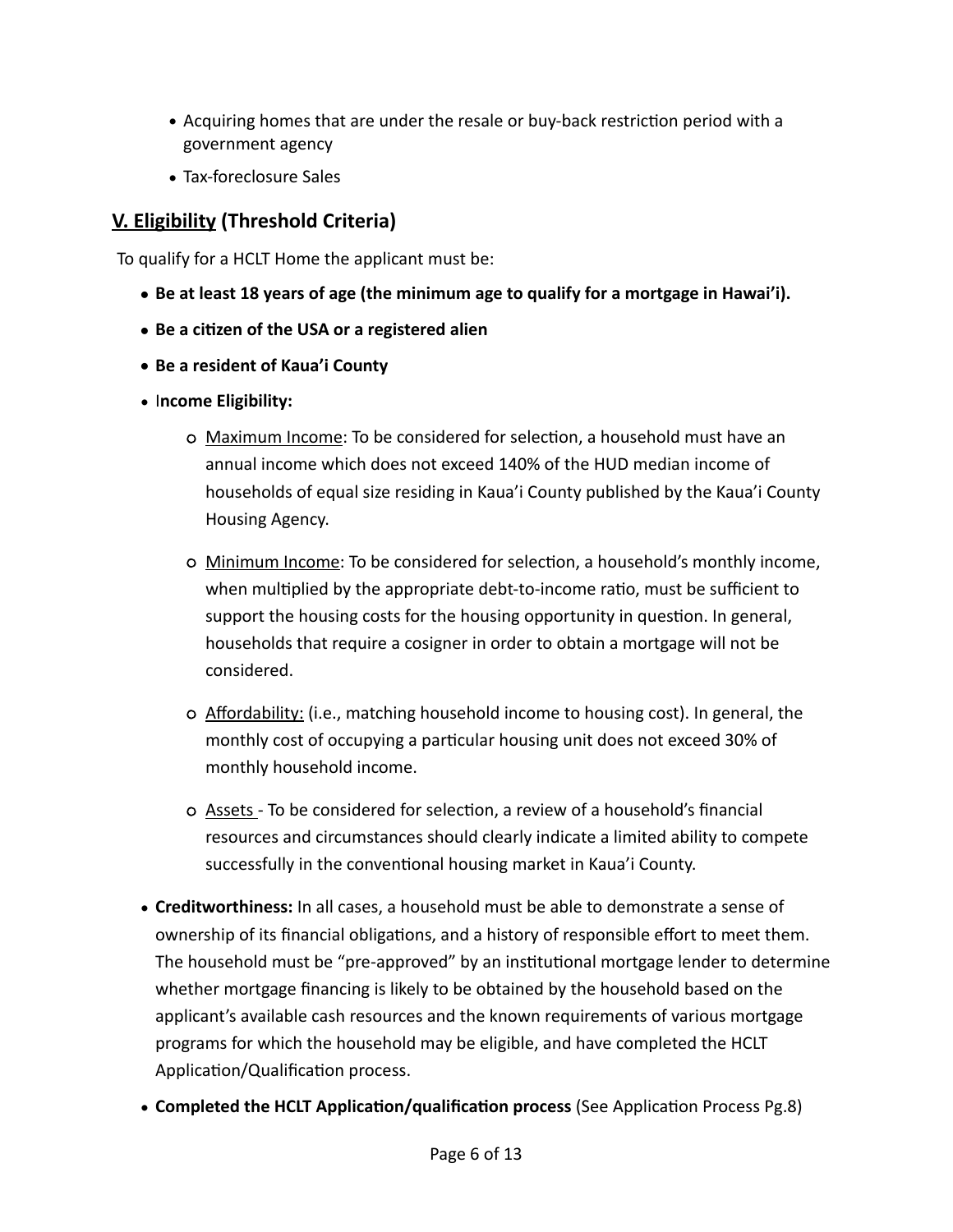- Acquiring homes that are under the resale or buy-back restriction period with a government agency
- Tax-foreclosure Sales

## V. Eligibility (Threshold Criteria)

To qualify for a HCLT Home the applicant must be:

- **Be at least 18 years of age (the minimum age to qualify for a mortgage in Hawai'i).**
- **Be a citizen of the USA or a registered alien**
- **Be a resident of Kaua'i County**
- I**ncome Eligibility:**
  - Maximum Income: To be considered for selection, a household must have an annual income which does not exceed 140% of the HUD median income of households of equal size residing in Kaua'i County published by the Kaua'i County Housing Agency.
  - Minimum Income: To be considered for selection, a household's monthly income, when multiplied by the appropriate debt-to-income ratio, must be sufficient to support the housing costs for the housing opportunity in question. In general, households that require a cosigner in order to obtain a mortgage will not be considered.
  - Affordability: (i.e., matching household income to housing cost). In general, the monthly cost of occupying a particular housing unit does not exceed 30% of monthly household income.
  - Assets - To be considered for selection, a review of a household's financial resources and circumstances should clearly indicate a limited ability to compete successfully in the conventional housing market in Kaua'i County.
- **Creditworthiness:** In all cases, a household must be able to demonstrate a sense of ownership of its financial obligations, and a history of responsible effort to meet them. The household must be "pre-approved" by an institutional mortgage lender to determine whether mortgage financing is likely to be obtained by the household based on the applicant's available cash resources and the known requirements of various mortgage programs for which the household may be eligible, and have completed the HCLT Application/Qualification process.
- **Completed the HCLT Application/qualification process** (See Application Process Pg.8)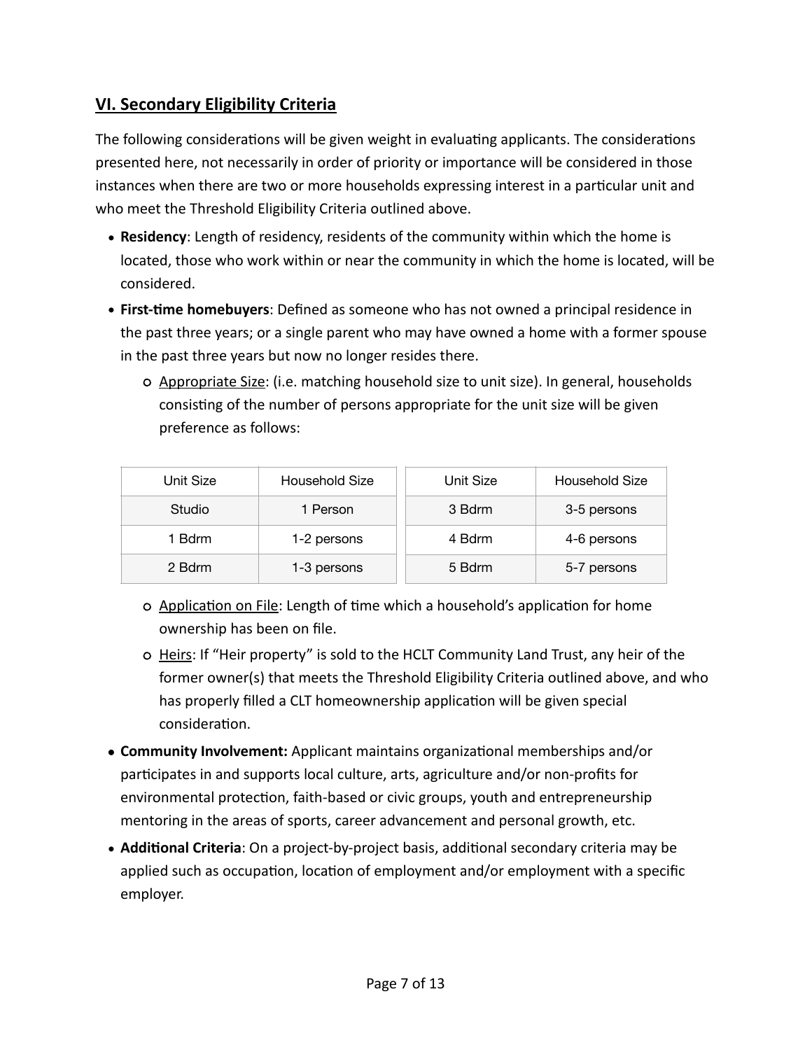## VI. Secondary Eligibility Criteria

The following considerations will be given weight in evaluating applicants. The considerations presented here, not necessarily in order of priority or importance will be considered in those instances when there are two or more households expressing interest in a particular unit and who meet the Threshold Eligibility Criteria outlined above.

- **Residency**: Length of residency, residents of the community within which the home is located, those who work within or near the community in which the home is located, will be considered.
- **First-time homebuyers**: Defined as someone who has not owned a principal residence in the past three years; or a single parent who may have owned a home with a former spouse in the past three years but now no longer resides there.
  - Appropriate Size: (i.e. matching household size to unit size). In general, households consisting of the number of persons appropriate for the unit size will be given preference as follows:

| Unit Size | Household Size |
|---|---|
| Studio | 1 Person |
| 1 Bdrm | 1-2 persons |
| 2 Bdrm | 1-3 persons |

| Unit Size | Household Size |
|---|---|
| 3 Bdrm | 3-5 persons |
| 4 Bdrm | 4-6 persons |
| 5 Bdrm | 5-7 persons |

  - Application on File: Length of time which a household's application for home ownership has been on file.
  - Heirs: If "Heir property" is sold to the HCLT Community Land Trust, any heir of the former owner(s) that meets the Threshold Eligibility Criteria outlined above, and who has properly filled a CLT homeownership application will be given special consideration.
- **Community Involvement:** Applicant maintains organizational memberships and/or participates in and supports local culture, arts, agriculture and/or non-profits for environmental protection, faith-based or civic groups, youth and entrepreneurship mentoring in the areas of sports, career advancement and personal growth, etc.
- **Additional Criteria**: On a project-by-project basis, additional secondary criteria may be applied such as occupation, location of employment and/or employment with a specific employer.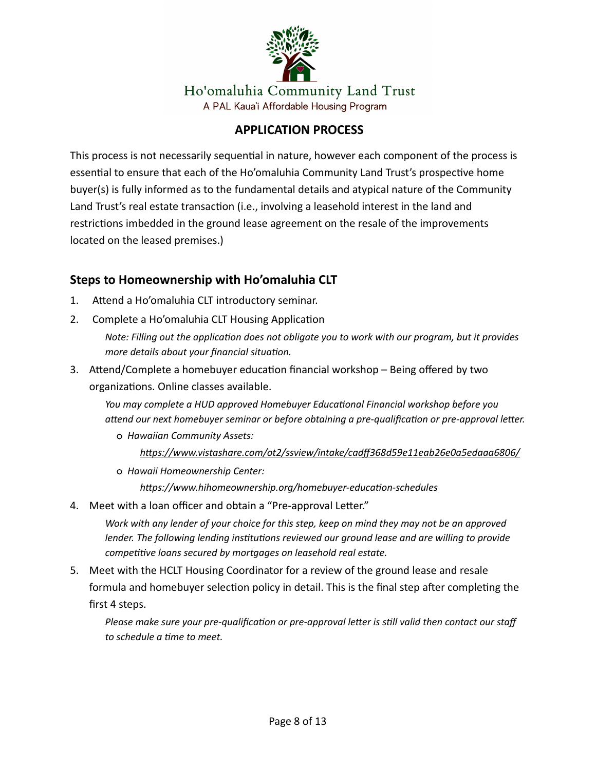Ho'omaluhia Community Land Trust

A PAL Kaua'i Affordable Housing Program

## APPLICATION PROCESS

This process is not necessarily sequential in nature, however each component of the process is essential to ensure that each of the Ho'omaluhia Community Land Trust's prospective home buyer(s) is fully informed as to the fundamental details and atypical nature of the Community Land Trust's real estate transaction (i.e., involving a leasehold interest in the land and restrictions imbedded in the ground lease agreement on the resale of the improvements located on the leased premises.)

### Steps to Homeownership with Ho'omaluhia CLT

1. Attend a Ho'omaluhia CLT introductory seminar.
2. Complete a Ho'omaluhia CLT Housing Application

   *Note: Filling out the application does not obligate you to work with our program, but it provides more details about your financial situation.*

3. Attend/Complete a homebuyer education financial workshop – Being offered by two organizations. Online classes available.

   *You may complete a HUD approved Homebuyer Educational Financial workshop before you attend our next homebuyer seminar or before obtaining a pre-qualification or pre-approval letter.*

   - *Hawaiian Community Assets:*

     *https://www.vistashare.com/ot2/ssview/intake/cadff368d59e11eab26e0a5edaaa6806/*

   - *Hawaii Homeownership Center:*

     *https://www.hihomeownership.org/homebuyer-education-schedules*

4. Meet with a loan officer and obtain a "Pre-approval Letter."

   *Work with any lender of your choice for this step, keep on mind they may not be an approved lender. The following lending institutions reviewed our ground lease and are willing to provide competitive loans secured by mortgages on leasehold real estate.*

5. Meet with the HCLT Housing Coordinator for a review of the ground lease and resale formula and homebuyer selection policy in detail. This is the final step after completing the first 4 steps.

   *Please make sure your pre-qualification or pre-approval letter is still valid then contact our staff to schedule a time to meet.*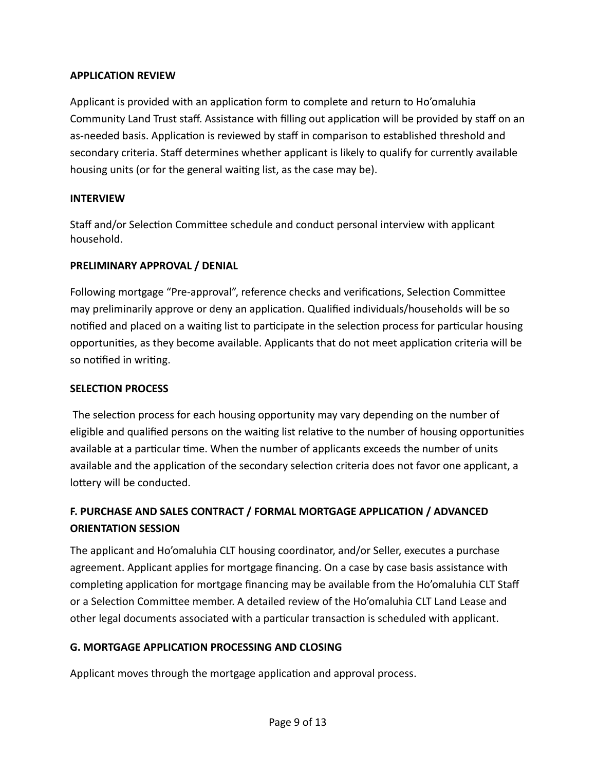**APPLICATION REVIEW**

Applicant is provided with an application form to complete and return to Ho'omaluhia Community Land Trust staff. Assistance with filling out application will be provided by staff on an as-needed basis. Application is reviewed by staff in comparison to established threshold and secondary criteria. Staff determines whether applicant is likely to qualify for currently available housing units (or for the general waiting list, as the case may be).

**INTERVIEW**

Staff and/or Selection Committee schedule and conduct personal interview with applicant household.

**PRELIMINARY APPROVAL / DENIAL**

Following mortgage "Pre-approval", reference checks and verifications, Selection Committee may preliminarily approve or deny an application. Qualified individuals/households will be so notified and placed on a waiting list to participate in the selection process for particular housing opportunities, as they become available. Applicants that do not meet application criteria will be so notified in writing.

**SELECTION PROCESS**

The selection process for each housing opportunity may vary depending on the number of eligible and qualified persons on the waiting list relative to the number of housing opportunities available at a particular time. When the number of applicants exceeds the number of units available and the application of the secondary selection criteria does not favor one applicant, a lottery will be conducted.

## F. PURCHASE AND SALES CONTRACT / FORMAL MORTGAGE APPLICATION / ADVANCED ORIENTATION SESSION

The applicant and Ho'omaluhia CLT housing coordinator, and/or Seller, executes a purchase agreement. Applicant applies for mortgage financing. On a case by case basis assistance with completing application for mortgage financing may be available from the Ho'omaluhia CLT Staff or a Selection Committee member. A detailed review of the Ho'omaluhia CLT Land Lease and other legal documents associated with a particular transaction is scheduled with applicant.

## G. MORTGAGE APPLICATION PROCESSING AND CLOSING

Applicant moves through the mortgage application and approval process.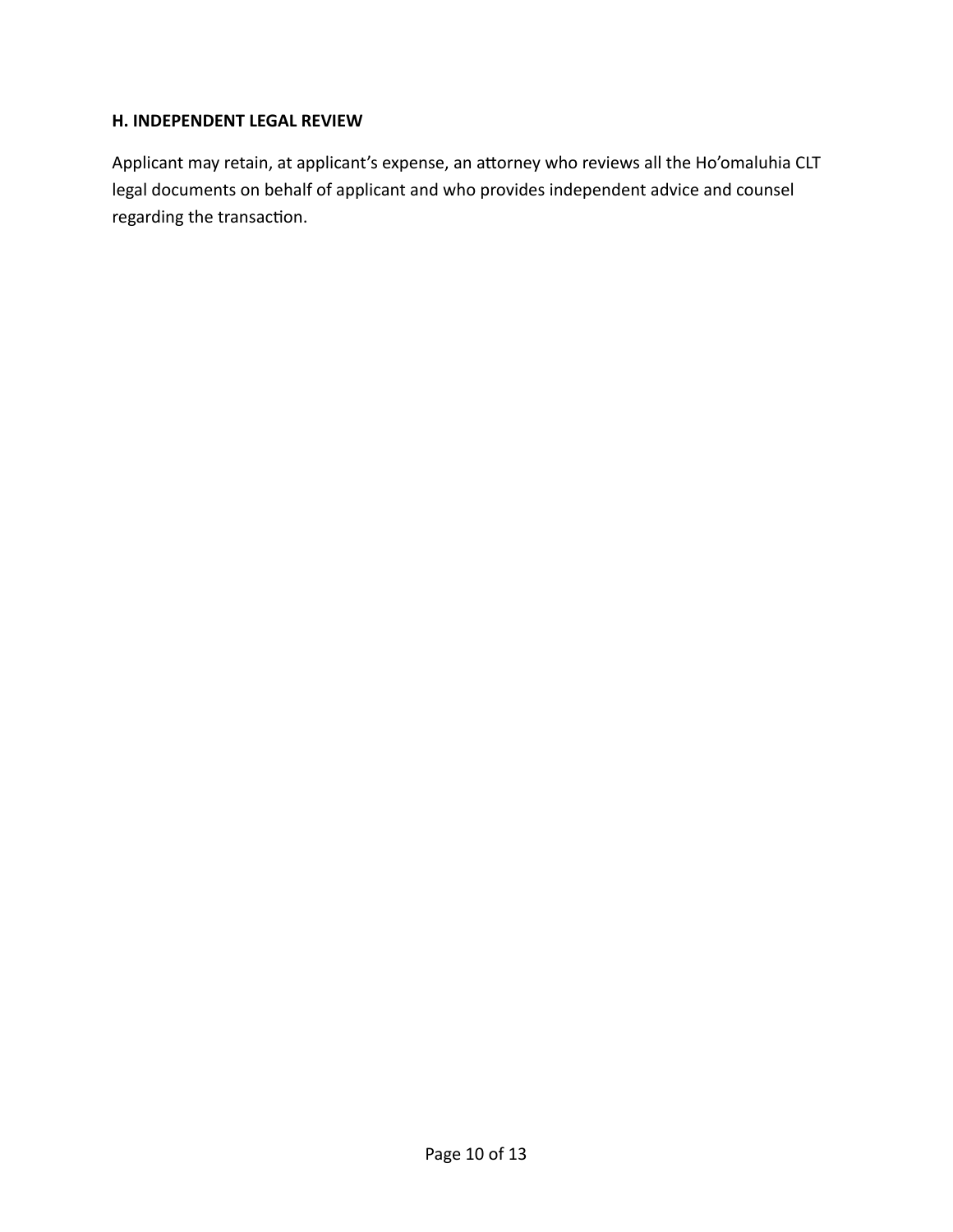### H. INDEPENDENT LEGAL REVIEW

Applicant may retain, at applicant's expense, an attorney who reviews all the Ho'omaluhia CLT legal documents on behalf of applicant and who provides independent advice and counsel regarding the transaction.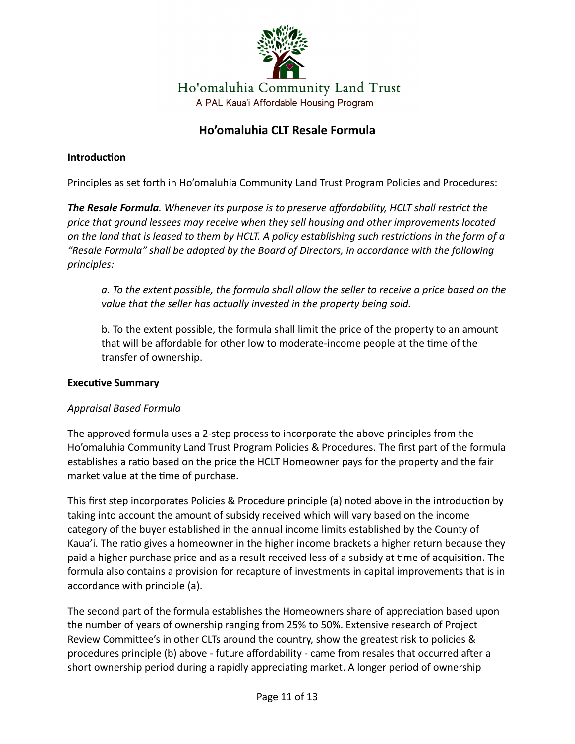Ho'omaluhia Community Land Trust

A PAL Kaua'i Affordable Housing Program

# Ho'omaluhia CLT Resale Formula

**Introduction**

Principles as set forth in Ho'omaluhia Community Land Trust Program Policies and Procedures:

***The Resale Formula****. Whenever its purpose is to preserve affordability, HCLT shall restrict the price that ground lessees may receive when they sell housing and other improvements located on the land that is leased to them by HCLT. A policy establishing such restrictions in the form of a "Resale Formula" shall be adopted by the Board of Directors, in accordance with the following principles:*

> *a. To the extent possible, the formula shall allow the seller to receive a price based on the value that the seller has actually invested in the property being sold.*
>
> b. To the extent possible, the formula shall limit the price of the property to an amount that will be affordable for other low to moderate-income people at the time of the transfer of ownership.

**Executive Summary**

*Appraisal Based Formula*

The approved formula uses a 2-step process to incorporate the above principles from the Ho'omaluhia Community Land Trust Program Policies & Procedures. The first part of the formula establishes a ratio based on the price the HCLT Homeowner pays for the property and the fair market value at the time of purchase.

This first step incorporates Policies & Procedure principle (a) noted above in the introduction by taking into account the amount of subsidy received which will vary based on the income category of the buyer established in the annual income limits established by the County of Kaua'i. The ratio gives a homeowner in the higher income brackets a higher return because they paid a higher purchase price and as a result received less of a subsidy at time of acquisition. The formula also contains a provision for recapture of investments in capital improvements that is in accordance with principle (a).

The second part of the formula establishes the Homeowners share of appreciation based upon the number of years of ownership ranging from 25% to 50%. Extensive research of Project Review Committee's in other CLTs around the country, show the greatest risk to policies & procedures principle (b) above - future affordability - came from resales that occurred after a short ownership period during a rapidly appreciating market. A longer period of ownership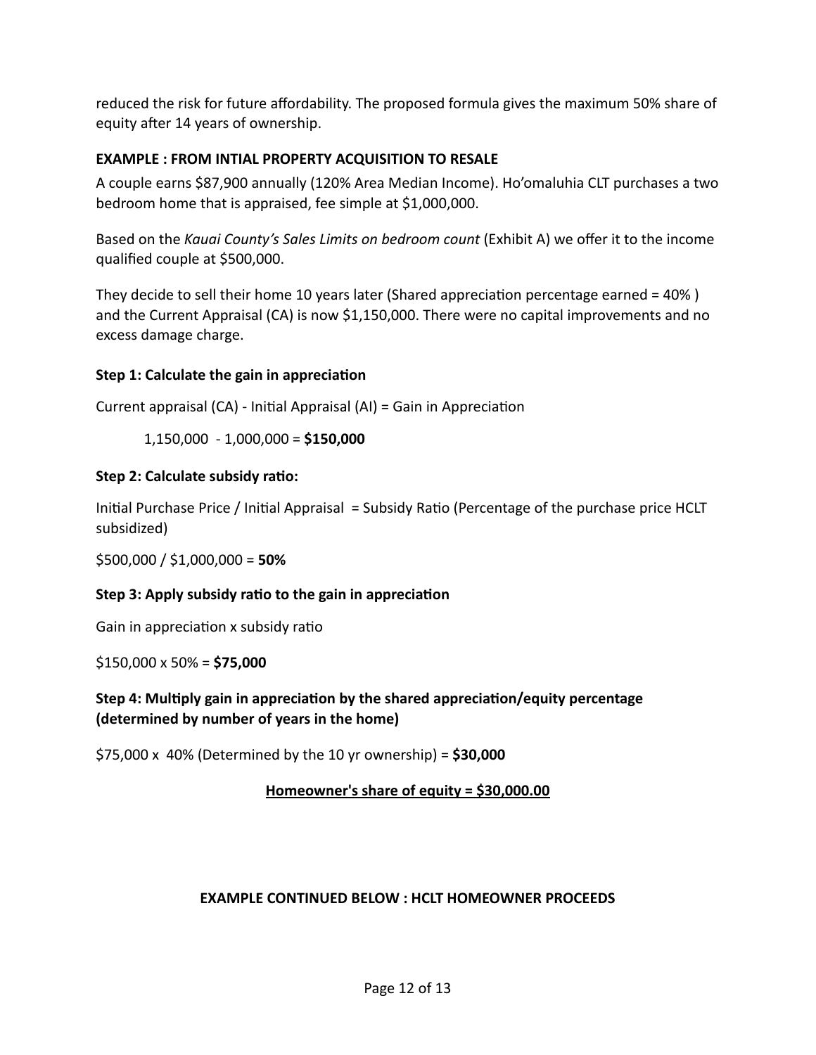reduced the risk for future affordability. The proposed formula gives the maximum 50% share of equity after 14 years of ownership.

**EXAMPLE : FROM INTIAL PROPERTY ACQUISITION TO RESALE**

A couple earns $87,900 annually (120% Area Median Income). Ho'omaluhia CLT purchases a two bedroom home that is appraised, fee simple at $1,000,000.

Based on the *Kauai County's Sales Limits on bedroom count* (Exhibit A) we offer it to the income qualified couple at $500,000.

They decide to sell their home 10 years later (Shared appreciation percentage earned = 40% ) and the Current Appraisal (CA) is now $1,150,000. There were no capital improvements and no excess damage charge.

**Step 1: Calculate the gain in appreciation**

Current appraisal (CA) - Initial Appraisal (AI) = Gain in Appreciation

1,150,000 - 1,000,000 = **$150,000**

**Step 2: Calculate subsidy ratio:**

Initial Purchase Price / Initial Appraisal = Subsidy Ratio (Percentage of the purchase price HCLT subsidized)

$500,000 / $1,000,000 = **50%**

**Step 3: Apply subsidy ratio to the gain in appreciation**

Gain in appreciation x subsidy ratio

$150,000 x 50% = **$75,000**

**Step 4: Multiply gain in appreciation by the shared appreciation/equity percentage (determined by number of years in the home)**

$75,000 x 40% (Determined by the 10 yr ownership) = **$30,000**

**<u>Homeowner's share of equity = $30,000.00</u>**

**EXAMPLE CONTINUED BELOW : HCLT HOMEOWNER PROCEEDS**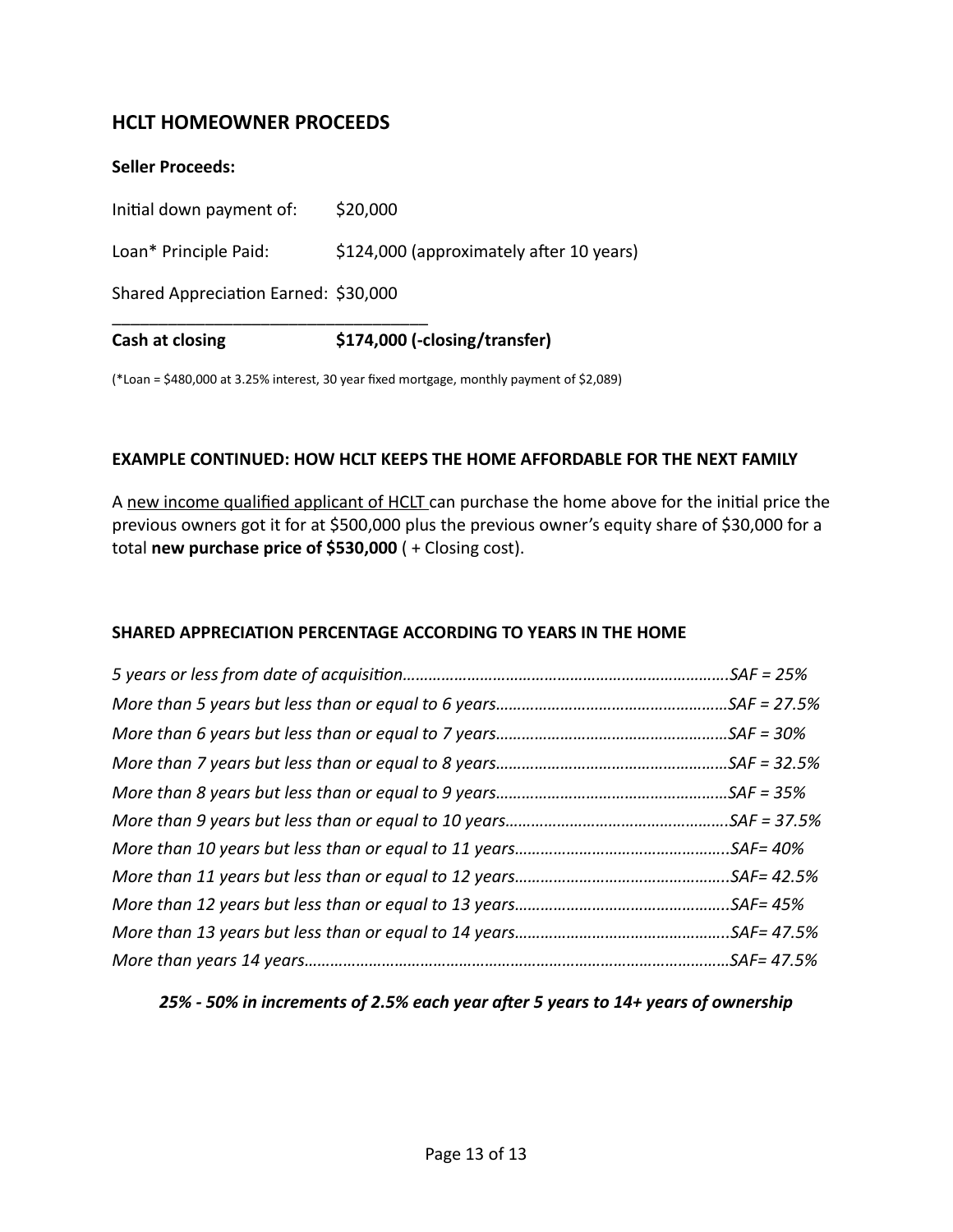## HCLT HOMEOWNER PROCEEDS

**Seller Proceeds:**

Initial down payment of: $20,000

Loan* Principle Paid: $124,000 (approximately after 10 years)

Shared Appreciation Earned: $30,000

______________________________________

**Cash at closing** **$174,000 (-closing/transfer)**

(*Loan = $480,000 at 3.25% interest, 30 year fixed mortgage, monthly payment of $2,089)

### EXAMPLE CONTINUED: HOW HCLT KEEPS THE HOME AFFORDABLE FOR THE NEXT FAMILY

A <u>new income qualified applicant of HCLT</u> can purchase the home above for the initial price the previous owners got it for at $500,000 plus the previous owner's equity share of $30,000 for a total **new purchase price of $530,000** ( + Closing cost).

### SHARED APPRECIATION PERCENTAGE ACCORDING TO YEARS IN THE HOME

*5 years or less from date of acquisition……………………………………………………………….SAF = 25%*
*More than 5 years but less than or equal to 6 years………………………………………………SAF = 27.5%*
*More than 6 years but less than or equal to 7 years………………………………………………SAF = 30%*
*More than 7 years but less than or equal to 8 years………………………………………………SAF = 32.5%*
*More than 8 years but less than or equal to 9 years………………………………………………SAF = 35%*
*More than 9 years but less than or equal to 10 years……………………………………………SAF = 37.5%*
*More than 10 years but less than or equal to 11 years…………………………………………..SAF= 40%*
*More than 11 years but less than or equal to 12 years…………………………………………..SAF= 42.5%*
*More than 12 years but less than or equal to 13 years…………………………………………..SAF= 45%*
*More than 13 years but less than or equal to 14 years…………………………………………..SAF= 47.5%*
*More than years 14 years……………………………………………………………………………………SAF= 47.5%*

***25% - 50% in increments of 2.5% each year after 5 years to 14+ years of ownership***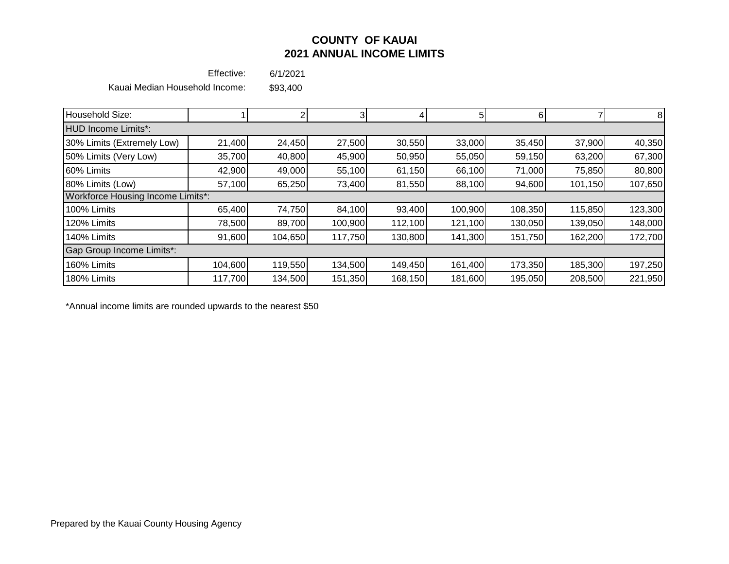# COUNTY OF KAUAI
## 2021 ANNUAL INCOME LIMITS

Effective: 6/1/2021

Kauai Median Household Income: $93,400

| Household Size: | 1 | 2 | 3 | 4 | 5 | 6 | 7 | 8 |
|---|---|---|---|---|---|---|---|---|
| HUD Income Limits*: | | | | | | | | |
| 30% Limits (Extremely Low) | 21,400 | 24,450 | 27,500 | 30,550 | 33,000 | 35,450 | 37,900 | 40,350 |
| 50% Limits (Very Low) | 35,700 | 40,800 | 45,900 | 50,950 | 55,050 | 59,150 | 63,200 | 67,300 |
| 60% Limits | 42,900 | 49,000 | 55,100 | 61,150 | 66,100 | 71,000 | 75,850 | 80,800 |
| 80% Limits (Low) | 57,100 | 65,250 | 73,400 | 81,550 | 88,100 | 94,600 | 101,150 | 107,650 |
| Workforce Housing Income Limits*: | | | | | | | | |
| 100% Limits | 65,400 | 74,750 | 84,100 | 93,400 | 100,900 | 108,350 | 115,850 | 123,300 |
| 120% Limits | 78,500 | 89,700 | 100,900 | 112,100 | 121,100 | 130,050 | 139,050 | 148,000 |
| 140% Limits | 91,600 | 104,650 | 117,750 | 130,800 | 141,300 | 151,750 | 162,200 | 172,700 |
| Gap Group Income Limits*: | | | | | | | | |
| 160% Limits | 104,600 | 119,550 | 134,500 | 149,450 | 161,400 | 173,350 | 185,300 | 197,250 |
| 180% Limits | 117,700 | 134,500 | 151,350 | 168,150 | 181,600 | 195,050 | 208,500 | 221,950 |

*Annual income limits are rounded upwards to the nearest $50

Prepared by the Kauai County Housing Agency